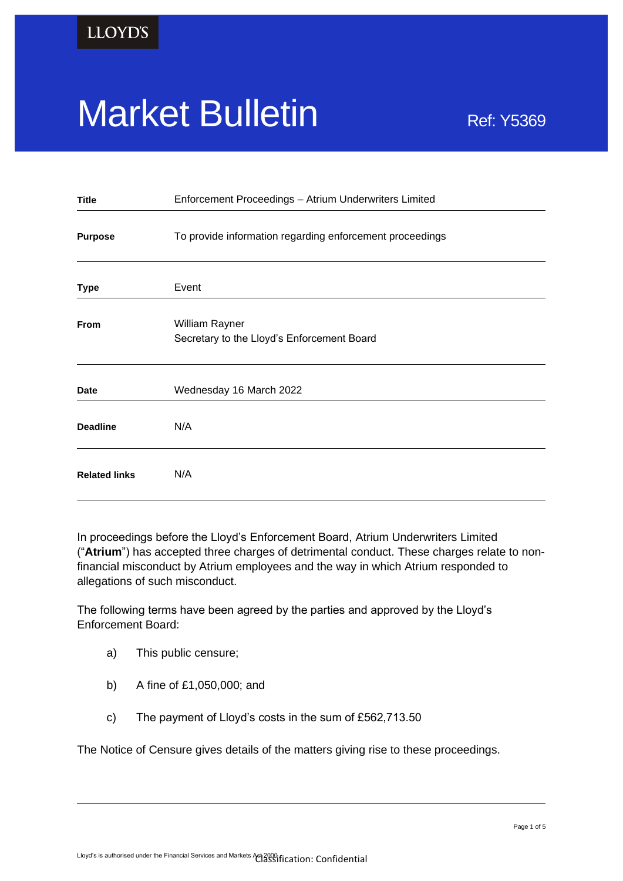LLOYD'S

# Market Bulletin

Ref: Y5369

| | |
|---|---|
| **Title** | Enforcement Proceedings – Atrium Underwriters Limited |
| **Purpose** | To provide information regarding enforcement proceedings |
| **Type** | Event |
| **From** | William Rayner<br>Secretary to the Lloyd's Enforcement Board |
| **Date** | Wednesday 16 March 2022 |
| **Deadline** | N/A |
| **Related links** | N/A |

In proceedings before the Lloyd's Enforcement Board, Atrium Underwriters Limited ("**Atrium**") has accepted three charges of detrimental conduct. These charges relate to non-financial misconduct by Atrium employees and the way in which Atrium responded to allegations of such misconduct.

The following terms have been agreed by the parties and approved by the Lloyd's Enforcement Board:

a) This public censure;

b) A fine of £1,050,000; and

c) The payment of Lloyd's costs in the sum of £562,713.50

The Notice of Censure gives details of the matters giving rise to these proceedings.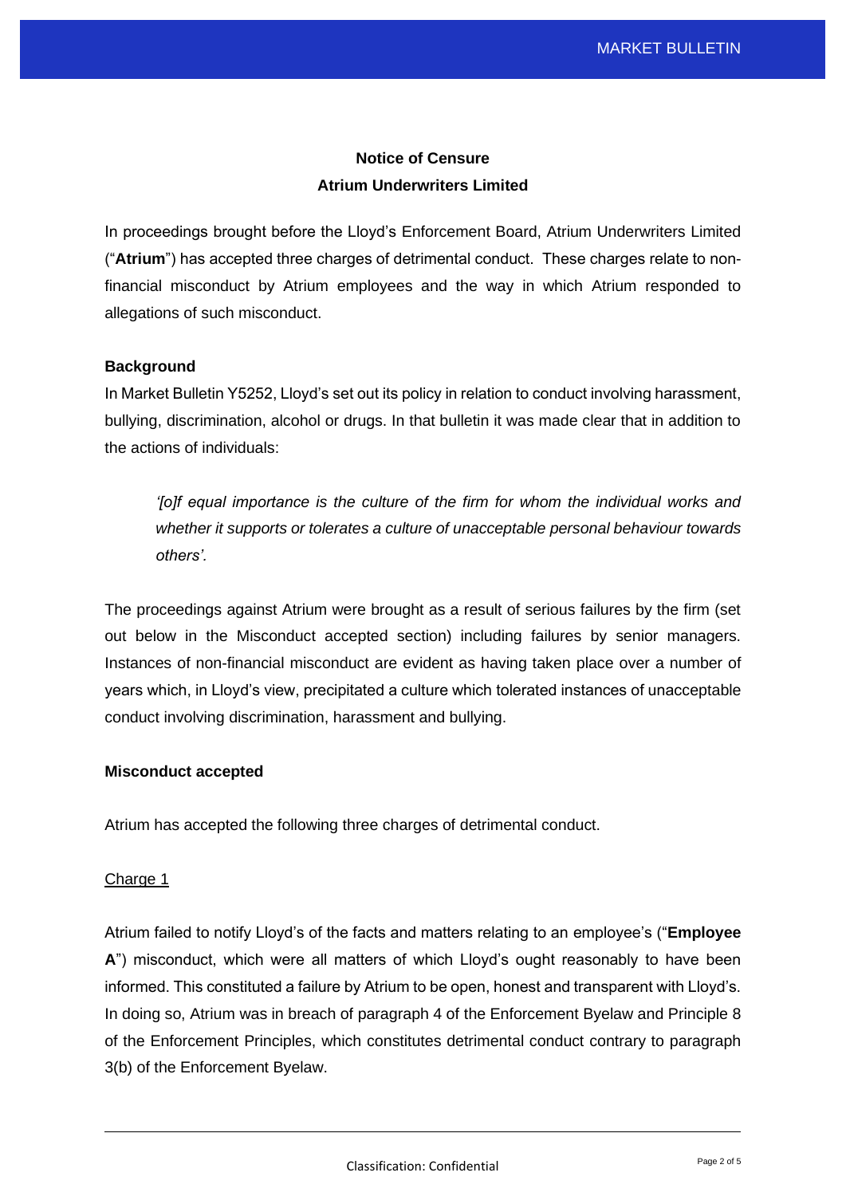**Notice of Censure**
**Atrium Underwriters Limited**

In proceedings brought before the Lloyd's Enforcement Board, Atrium Underwriters Limited ("**Atrium**") has accepted three charges of detrimental conduct. These charges relate to non-financial misconduct by Atrium employees and the way in which Atrium responded to allegations of such misconduct.

**Background**

In Market Bulletin Y5252, Lloyd's set out its policy in relation to conduct involving harassment, bullying, discrimination, alcohol or drugs. In that bulletin it was made clear that in addition to the actions of individuals:

> *'[o]f equal importance is the culture of the firm for whom the individual works and whether it supports or tolerates a culture of unacceptable personal behaviour towards others'.*

The proceedings against Atrium were brought as a result of serious failures by the firm (set out below in the Misconduct accepted section) including failures by senior managers. Instances of non-financial misconduct are evident as having taken place over a number of years which, in Lloyd's view, precipitated a culture which tolerated instances of unacceptable conduct involving discrimination, harassment and bullying.

**Misconduct accepted**

Atrium has accepted the following three charges of detrimental conduct.

Charge 1

Atrium failed to notify Lloyd's of the facts and matters relating to an employee's ("**Employee A**") misconduct, which were all matters of which Lloyd's ought reasonably to have been informed. This constituted a failure by Atrium to be open, honest and transparent with Lloyd's. In doing so, Atrium was in breach of paragraph 4 of the Enforcement Byelaw and Principle 8 of the Enforcement Principles, which constitutes detrimental conduct contrary to paragraph 3(b) of the Enforcement Byelaw.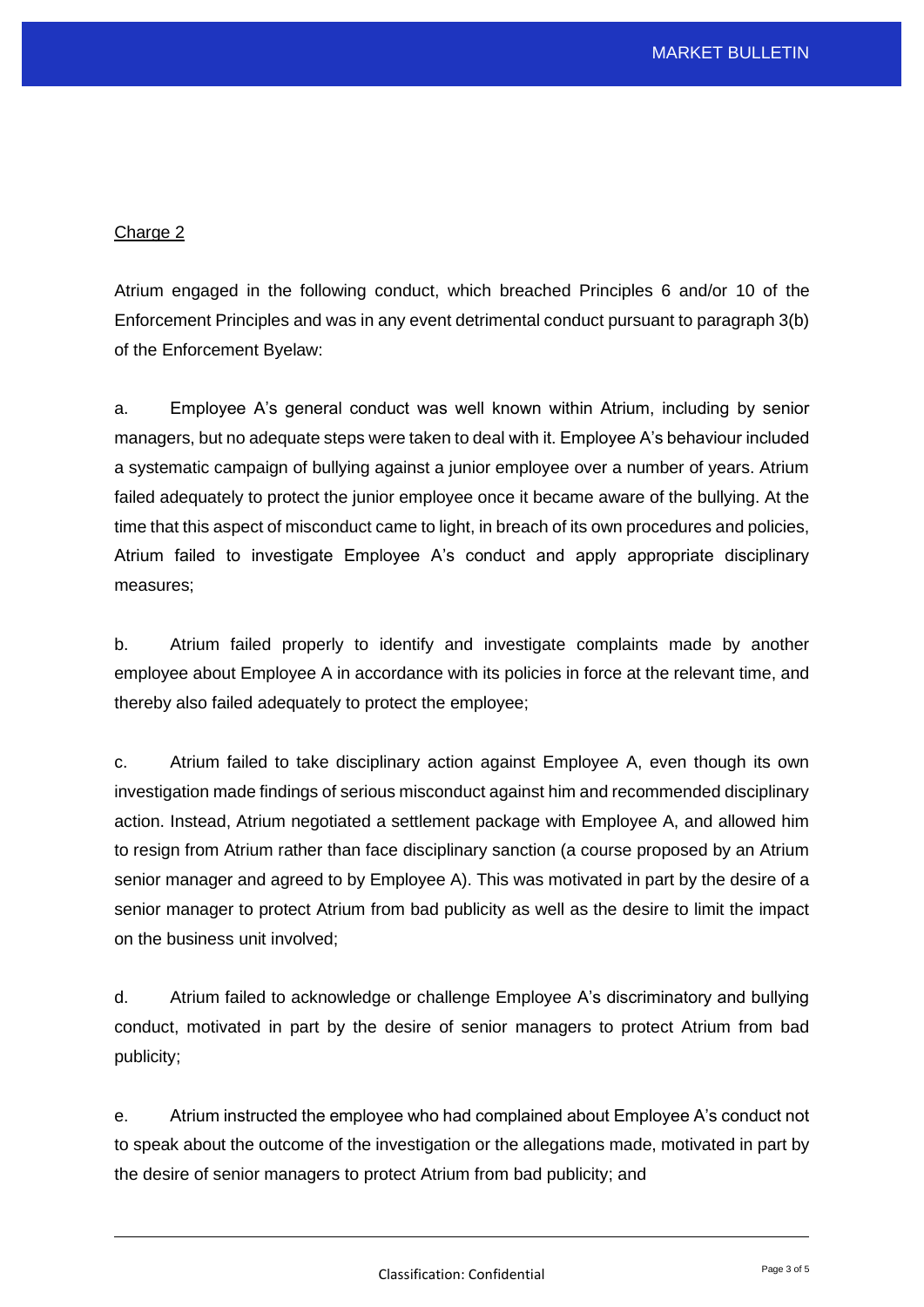<u>Charge 2</u>

Atrium engaged in the following conduct, which breached Principles 6 and/or 10 of the Enforcement Principles and was in any event detrimental conduct pursuant to paragraph 3(b) of the Enforcement Byelaw:

a. Employee A's general conduct was well known within Atrium, including by senior managers, but no adequate steps were taken to deal with it. Employee A's behaviour included a systematic campaign of bullying against a junior employee over a number of years. Atrium failed adequately to protect the junior employee once it became aware of the bullying. At the time that this aspect of misconduct came to light, in breach of its own procedures and policies, Atrium failed to investigate Employee A's conduct and apply appropriate disciplinary measures;

b. Atrium failed properly to identify and investigate complaints made by another employee about Employee A in accordance with its policies in force at the relevant time, and thereby also failed adequately to protect the employee;

c. Atrium failed to take disciplinary action against Employee A, even though its own investigation made findings of serious misconduct against him and recommended disciplinary action. Instead, Atrium negotiated a settlement package with Employee A, and allowed him to resign from Atrium rather than face disciplinary sanction (a course proposed by an Atrium senior manager and agreed to by Employee A). This was motivated in part by the desire of a senior manager to protect Atrium from bad publicity as well as the desire to limit the impact on the business unit involved;

d. Atrium failed to acknowledge or challenge Employee A's discriminatory and bullying conduct, motivated in part by the desire of senior managers to protect Atrium from bad publicity;

e. Atrium instructed the employee who had complained about Employee A's conduct not to speak about the outcome of the investigation or the allegations made, motivated in part by the desire of senior managers to protect Atrium from bad publicity; and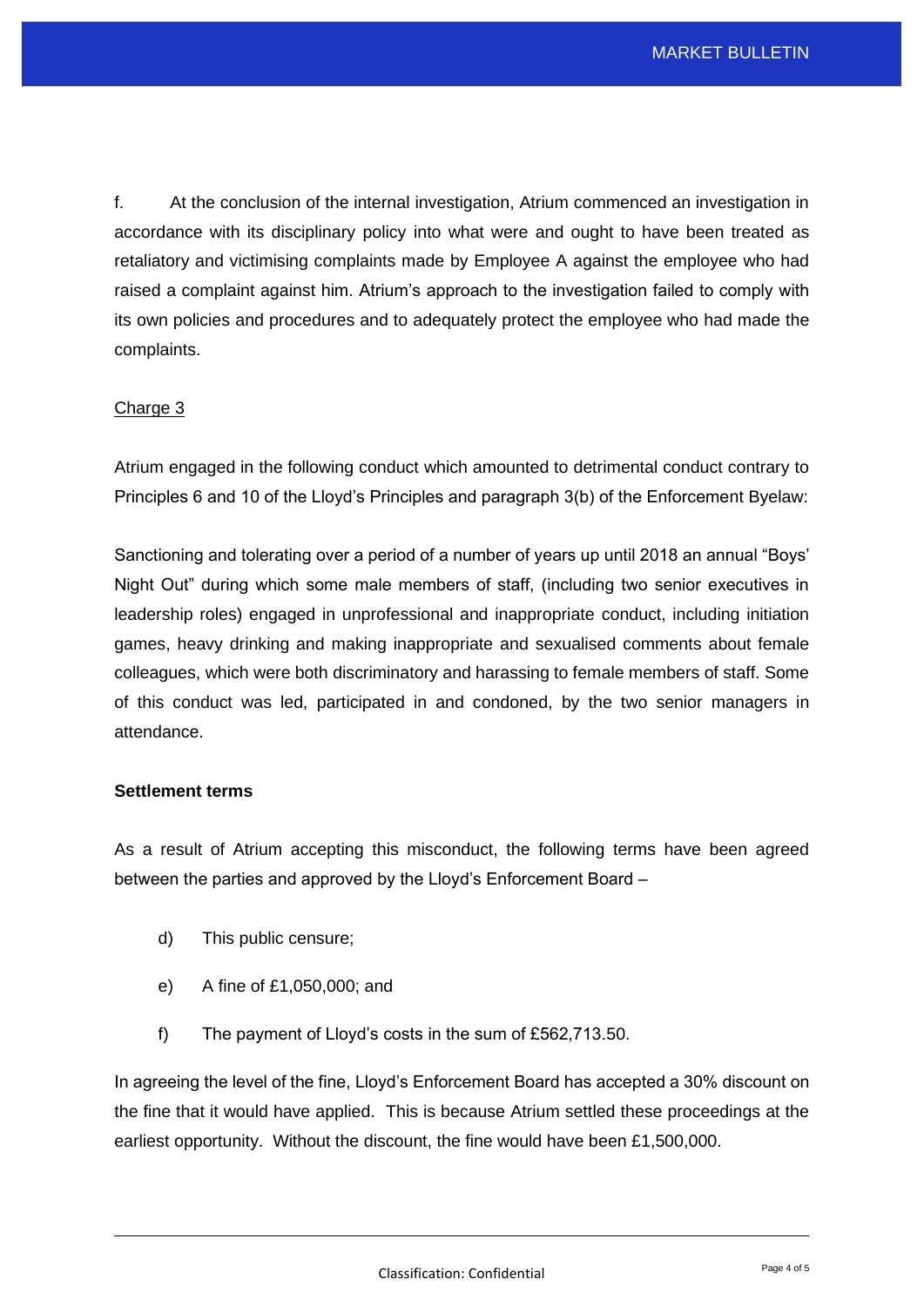f. At the conclusion of the internal investigation, Atrium commenced an investigation in accordance with its disciplinary policy into what were and ought to have been treated as retaliatory and victimising complaints made by Employee A against the employee who had raised a complaint against him. Atrium's approach to the investigation failed to comply with its own policies and procedures and to adequately protect the employee who had made the complaints.

<u>Charge 3</u>

Atrium engaged in the following conduct which amounted to detrimental conduct contrary to Principles 6 and 10 of the Lloyd's Principles and paragraph 3(b) of the Enforcement Byelaw:

Sanctioning and tolerating over a period of a number of years up until 2018 an annual "Boys' Night Out" during which some male members of staff, (including two senior executives in leadership roles) engaged in unprofessional and inappropriate conduct, including initiation games, heavy drinking and making inappropriate and sexualised comments about female colleagues, which were both discriminatory and harassing to female members of staff. Some of this conduct was led, participated in and condoned, by the two senior managers in attendance.

**Settlement terms**

As a result of Atrium accepting this misconduct, the following terms have been agreed between the parties and approved by the Lloyd's Enforcement Board –

d) This public censure;

e) A fine of £1,050,000; and

f) The payment of Lloyd's costs in the sum of £562,713.50.

In agreeing the level of the fine, Lloyd's Enforcement Board has accepted a 30% discount on the fine that it would have applied. This is because Atrium settled these proceedings at the earliest opportunity. Without the discount, the fine would have been £1,500,000.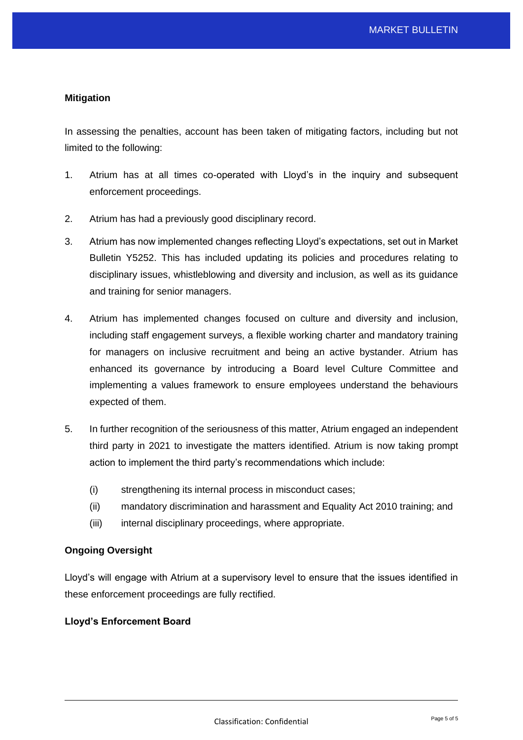**Mitigation**

In assessing the penalties, account has been taken of mitigating factors, including but not limited to the following:

1. Atrium has at all times co-operated with Lloyd's in the inquiry and subsequent enforcement proceedings.
2. Atrium has had a previously good disciplinary record.
3. Atrium has now implemented changes reflecting Lloyd's expectations, set out in Market Bulletin Y5252. This has included updating its policies and procedures relating to disciplinary issues, whistleblowing and diversity and inclusion, as well as its guidance and training for senior managers.
4. Atrium has implemented changes focused on culture and diversity and inclusion, including staff engagement surveys, a flexible working charter and mandatory training for managers on inclusive recruitment and being an active bystander. Atrium has enhanced its governance by introducing a Board level Culture Committee and implementing a values framework to ensure employees understand the behaviours expected of them.
5. In further recognition of the seriousness of this matter, Atrium engaged an independent third party in 2021 to investigate the matters identified. Atrium is now taking prompt action to implement the third party's recommendations which include:
   - (i) strengthening its internal process in misconduct cases;
   - (ii) mandatory discrimination and harassment and Equality Act 2010 training; and
   - (iii) internal disciplinary proceedings, where appropriate.

**Ongoing Oversight**

Lloyd's will engage with Atrium at a supervisory level to ensure that the issues identified in these enforcement proceedings are fully rectified.

**Lloyd's Enforcement Board**